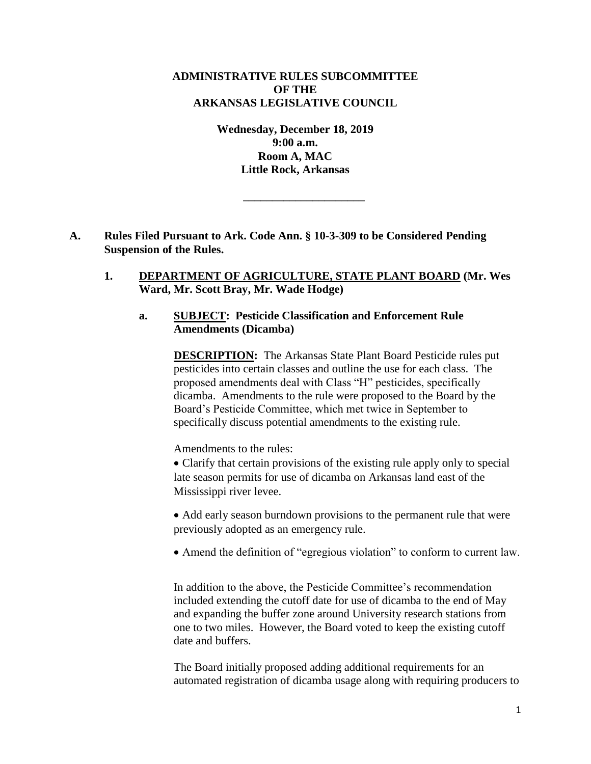**ADMINISTRATIVE RULES SUBCOMMITTEE OF THE ARKANSAS LEGISLATIVE COUNCIL**

**Wednesday, December 18, 2019**
**9:00 a.m.**
**Room A, MAC**
**Little Rock, Arkansas**

---

**A. Rules Filed Pursuant to Ark. Code Ann. § 10-3-309 to be Considered Pending Suspension of the Rules.**

**1. DEPARTMENT OF AGRICULTURE, STATE PLANT BOARD (Mr. Wes Ward, Mr. Scott Bray, Mr. Wade Hodge)**

**a. SUBJECT: Pesticide Classification and Enforcement Rule Amendments (Dicamba)**

**DESCRIPTION:** The Arkansas State Plant Board Pesticide rules put pesticides into certain classes and outline the use for each class. The proposed amendments deal with Class "H" pesticides, specifically dicamba. Amendments to the rule were proposed to the Board by the Board's Pesticide Committee, which met twice in September to specifically discuss potential amendments to the existing rule.

Amendments to the rules:

- Clarify that certain provisions of the existing rule apply only to special late season permits for use of dicamba on Arkansas land east of the Mississippi river levee.
- Add early season burndown provisions to the permanent rule that were previously adopted as an emergency rule.
- Amend the definition of "egregious violation" to conform to current law.

In addition to the above, the Pesticide Committee's recommendation included extending the cutoff date for use of dicamba to the end of May and expanding the buffer zone around University research stations from one to two miles. However, the Board voted to keep the existing cutoff date and buffers.

The Board initially proposed adding additional requirements for an automated registration of dicamba usage along with requiring producers to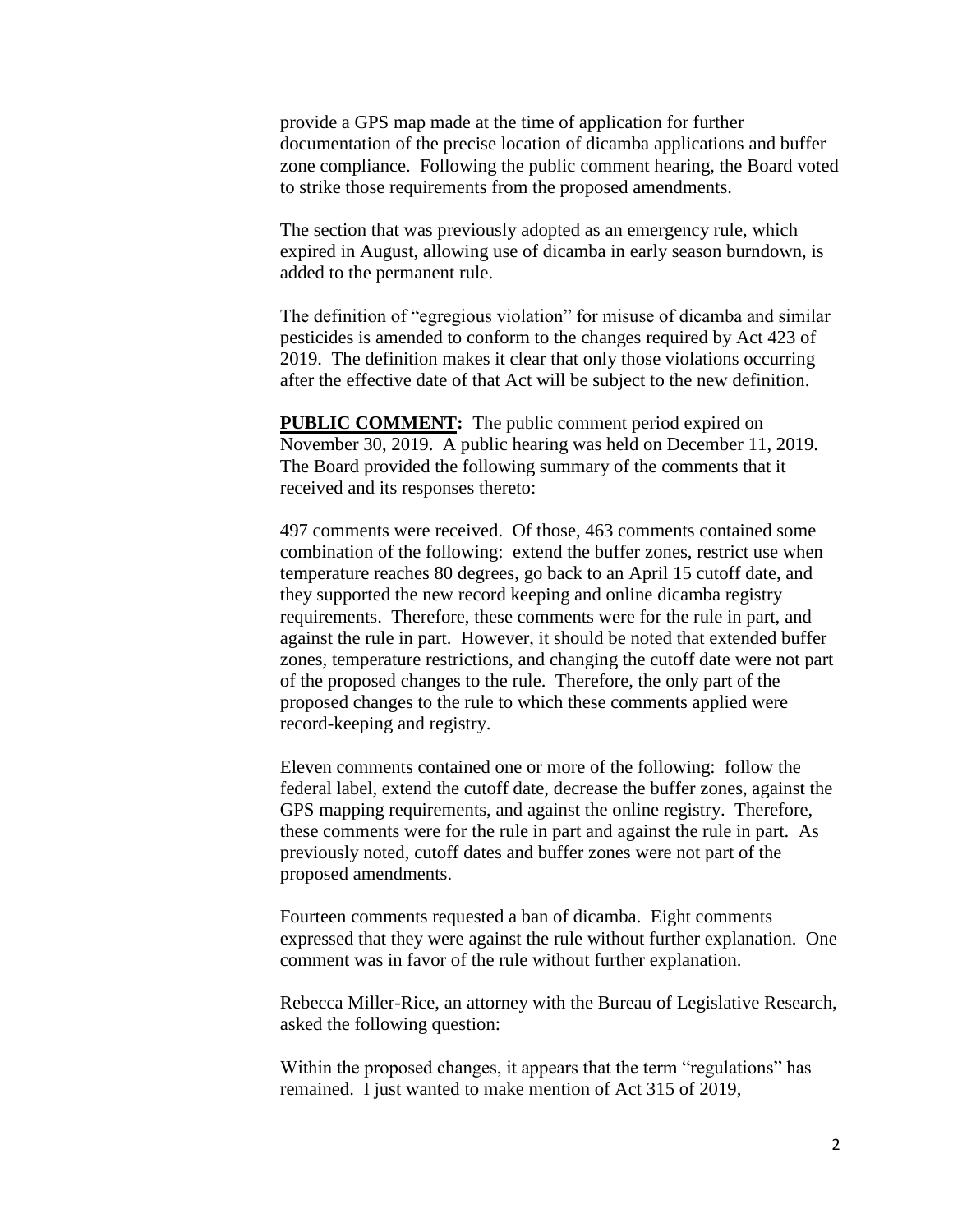provide a GPS map made at the time of application for further documentation of the precise location of dicamba applications and buffer zone compliance. Following the public comment hearing, the Board voted to strike those requirements from the proposed amendments.

The section that was previously adopted as an emergency rule, which expired in August, allowing use of dicamba in early season burndown, is added to the permanent rule.

The definition of "egregious violation" for misuse of dicamba and similar pesticides is amended to conform to the changes required by Act 423 of 2019. The definition makes it clear that only those violations occurring after the effective date of that Act will be subject to the new definition.

**PUBLIC COMMENT:** The public comment period expired on November 30, 2019. A public hearing was held on December 11, 2019. The Board provided the following summary of the comments that it received and its responses thereto:

497 comments were received. Of those, 463 comments contained some combination of the following: extend the buffer zones, restrict use when temperature reaches 80 degrees, go back to an April 15 cutoff date, and they supported the new record keeping and online dicamba registry requirements. Therefore, these comments were for the rule in part, and against the rule in part. However, it should be noted that extended buffer zones, temperature restrictions, and changing the cutoff date were not part of the proposed changes to the rule. Therefore, the only part of the proposed changes to the rule to which these comments applied were record-keeping and registry.

Eleven comments contained one or more of the following: follow the federal label, extend the cutoff date, decrease the buffer zones, against the GPS mapping requirements, and against the online registry. Therefore, these comments were for the rule in part and against the rule in part. As previously noted, cutoff dates and buffer zones were not part of the proposed amendments.

Fourteen comments requested a ban of dicamba. Eight comments expressed that they were against the rule without further explanation. One comment was in favor of the rule without further explanation.

Rebecca Miller-Rice, an attorney with the Bureau of Legislative Research, asked the following question:

Within the proposed changes, it appears that the term "regulations" has remained. I just wanted to make mention of Act 315 of 2019,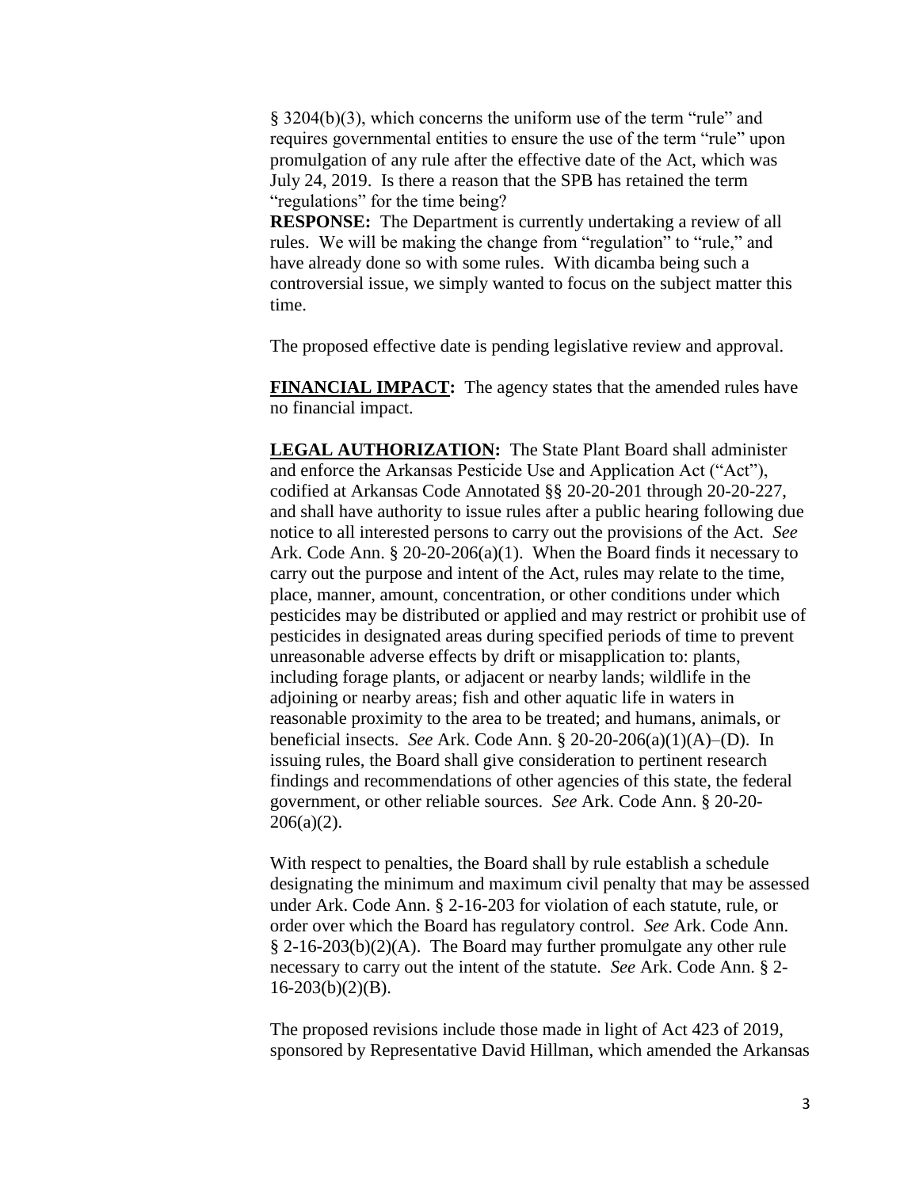§ 3204(b)(3), which concerns the uniform use of the term "rule" and requires governmental entities to ensure the use of the term "rule" upon promulgation of any rule after the effective date of the Act, which was July 24, 2019. Is there a reason that the SPB has retained the term "regulations" for the time being?

**RESPONSE:** The Department is currently undertaking a review of all rules. We will be making the change from "regulation" to "rule," and have already done so with some rules. With dicamba being such a controversial issue, we simply wanted to focus on the subject matter this time.

The proposed effective date is pending legislative review and approval.

**FINANCIAL IMPACT:** The agency states that the amended rules have no financial impact.

**LEGAL AUTHORIZATION:** The State Plant Board shall administer and enforce the Arkansas Pesticide Use and Application Act ("Act"), codified at Arkansas Code Annotated §§ 20-20-201 through 20-20-227, and shall have authority to issue rules after a public hearing following due notice to all interested persons to carry out the provisions of the Act. *See* Ark. Code Ann. § 20-20-206(a)(1). When the Board finds it necessary to carry out the purpose and intent of the Act, rules may relate to the time, place, manner, amount, concentration, or other conditions under which pesticides may be distributed or applied and may restrict or prohibit use of pesticides in designated areas during specified periods of time to prevent unreasonable adverse effects by drift or misapplication to: plants, including forage plants, or adjacent or nearby lands; wildlife in the adjoining or nearby areas; fish and other aquatic life in waters in reasonable proximity to the area to be treated; and humans, animals, or beneficial insects. *See* Ark. Code Ann. § 20-20-206(a)(1)(A)–(D). In issuing rules, the Board shall give consideration to pertinent research findings and recommendations of other agencies of this state, the federal government, or other reliable sources. *See* Ark. Code Ann. § 20-20-206(a)(2).

With respect to penalties, the Board shall by rule establish a schedule designating the minimum and maximum civil penalty that may be assessed under Ark. Code Ann. § 2-16-203 for violation of each statute, rule, or order over which the Board has regulatory control. *See* Ark. Code Ann. § 2-16-203(b)(2)(A). The Board may further promulgate any other rule necessary to carry out the intent of the statute. *See* Ark. Code Ann. § 2-16-203(b)(2)(B).

The proposed revisions include those made in light of Act 423 of 2019, sponsored by Representative David Hillman, which amended the Arkansas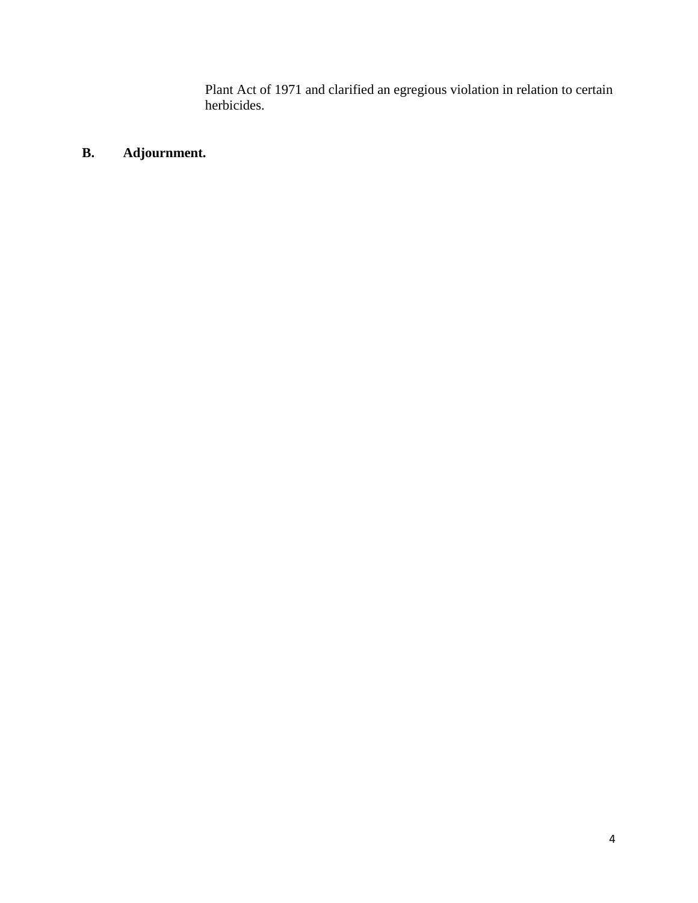Plant Act of 1971 and clarified an egregious violation in relation to certain herbicides.

**B. Adjournment.**